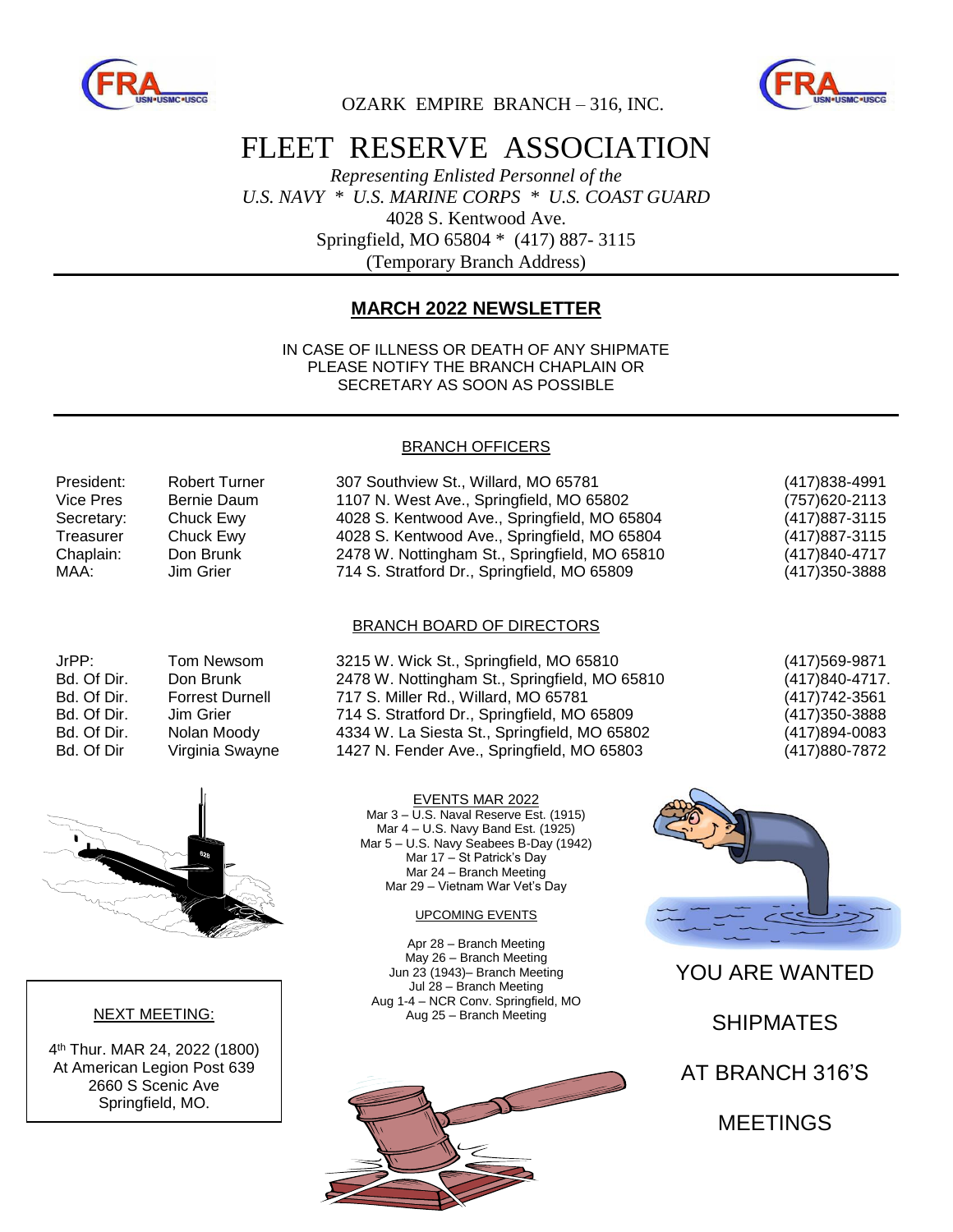OZARK EMPIRE BRANCH – 316, INC.

# FLEET RESERVE ASSOCIATION

*Representing Enlisted Personnel of the*
*U.S. NAVY * U.S. MARINE CORPS * U.S. COAST GUARD*
4028 S. Kentwood Ave.
Springfield, MO 65804 * (417) 887- 3115
(Temporary Branch Address)

## MARCH 2022 NEWSLETTER

IN CASE OF ILLNESS OR DEATH OF ANY SHIPMATE
PLEASE NOTIFY THE BRANCH CHAPLAIN OR
SECRETARY AS SOON AS POSSIBLE

### BRANCH OFFICERS

| | | | |
|---|---|---|---|
| President: | Robert Turner | 307 Southview St., Willard, MO 65781 | (417)838-4991 |
| Vice Pres | Bernie Daum | 1107 N. West Ave., Springfield, MO 65802 | (757)620-2113 |
| Secretary: | Chuck Ewy | 4028 S. Kentwood Ave., Springfield, MO 65804 | (417)887-3115 |
| Treasurer | Chuck Ewy | 4028 S. Kentwood Ave., Springfield, MO 65804 | (417)887-3115 |
| Chaplain: | Don Brunk | 2478 W. Nottingham St., Springfield, MO 65810 | (417)840-4717 |
| MAA: | Jim Grier | 714 S. Stratford Dr., Springfield, MO 65809 | (417)350-3888 |

### BRANCH BOARD OF DIRECTORS

| | | | |
|---|---|---|---|
| JrPP: | Tom Newsom | 3215 W. Wick St., Springfield, MO 65810 | (417)569-9871 |
| Bd. Of Dir. | Don Brunk | 2478 W. Nottingham St., Springfield, MO 65810 | (417)840-4717. |
| Bd. Of Dir. | Forrest Durnell | 717 S. Miller Rd., Willard, MO 65781 | (417)742-3561 |
| Bd. Of Dir. | Jim Grier | 714 S. Stratford Dr., Springfield, MO 65809 | (417)350-3888 |
| Bd. Of Dir. | Nolan Moody | 4334 W. La Siesta St., Springfield, MO 65802 | (417)894-0083 |
| Bd. Of Dir | Virginia Swayne | 1427 N. Fender Ave., Springfield, MO 65803 | (417)880-7872 |

### EVENTS MAR 2022

Mar 3 – U.S. Naval Reserve Est. (1915)
Mar 4 – U.S. Navy Band Est. (1925)
Mar 5 – U.S. Navy Seabees B-Day (1942)
Mar 17 – St Patrick's Day
Mar 24 – Branch Meeting
Mar 29 – Vietnam War Vet's Day

### UPCOMING EVENTS

Apr 28 – Branch Meeting
May 26 – Branch Meeting
Jun 23 (1943)– Branch Meeting
Jul 28 – Branch Meeting
Aug 1-4 – NCR Conv. Springfield, MO
Aug 25 – Branch Meeting

### NEXT MEETING:

4th Thur. MAR 24, 2022 (1800)
At American Legion Post 639
2660 S Scenic Ave
Springfield, MO.

YOU ARE WANTED

SHIPMATES

AT BRANCH 316'S

MEETINGS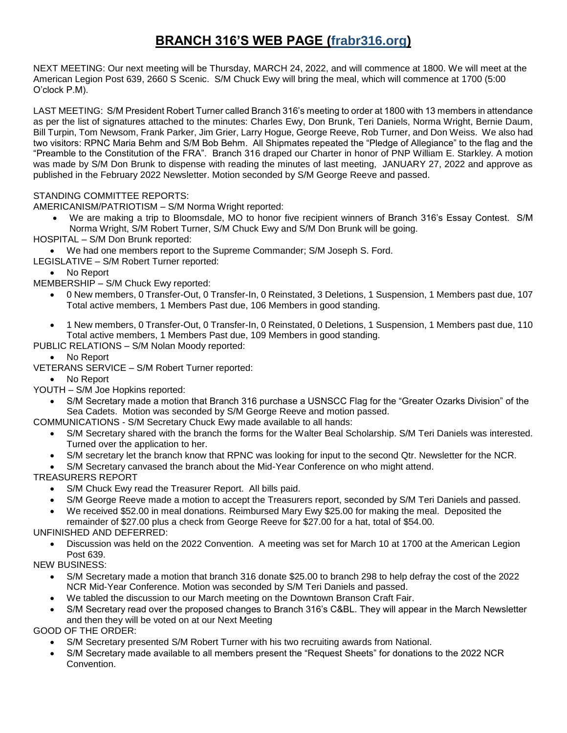# BRANCH 316'S WEB PAGE (frabr316.org)

NEXT MEETING: Our next meeting will be Thursday, MARCH 24, 2022, and will commence at 1800. We will meet at the American Legion Post 639, 2660 S Scenic. S/M Chuck Ewy will bring the meal, which will commence at 1700 (5:00 O'clock P.M).

LAST MEETING: S/M President Robert Turner called Branch 316's meeting to order at 1800 with 13 members in attendance as per the list of signatures attached to the minutes: Charles Ewy, Don Brunk, Teri Daniels, Norma Wright, Bernie Daum, Bill Turpin, Tom Newsom, Frank Parker, Jim Grier, Larry Hogue, George Reeve, Rob Turner, and Don Weiss. We also had two visitors: RPNC Maria Behm and S/M Bob Behm. All Shipmates repeated the "Pledge of Allegiance" to the flag and the "Preamble to the Constitution of the FRA". Branch 316 draped our Charter in honor of PNP William E. Starkley. A motion was made by S/M Don Brunk to dispense with reading the minutes of last meeting, JANUARY 27, 2022 and approve as published in the February 2022 Newsletter. Motion seconded by S/M George Reeve and passed.

STANDING COMMITTEE REPORTS:

AMERICANISM/PATRIOTISM – S/M Norma Wright reported:

- We are making a trip to Bloomsdale, MO to honor five recipient winners of Branch 316's Essay Contest. S/M Norma Wright, S/M Robert Turner, S/M Chuck Ewy and S/M Don Brunk will be going.

HOSPITAL – S/M Don Brunk reported:

- We had one members report to the Supreme Commander; S/M Joseph S. Ford.

LEGISLATIVE – S/M Robert Turner reported:

- No Report

MEMBERSHIP – S/M Chuck Ewy reported:

- 0 New members, 0 Transfer-Out, 0 Transfer-In, 0 Reinstated, 3 Deletions, 1 Suspension, 1 Members past due, 107 Total active members, 1 Members Past due, 106 Members in good standing.
- 1 New members, 0 Transfer-Out, 0 Transfer-In, 0 Reinstated, 0 Deletions, 1 Suspension, 1 Members past due, 110 Total active members, 1 Members Past due, 109 Members in good standing.

PUBLIC RELATIONS – S/M Nolan Moody reported:

- No Report

VETERANS SERVICE – S/M Robert Turner reported:

- No Report

YOUTH – S/M Joe Hopkins reported:

- S/M Secretary made a motion that Branch 316 purchase a USNSCC Flag for the "Greater Ozarks Division" of the Sea Cadets. Motion was seconded by S/M George Reeve and motion passed.

COMMUNICATIONS - S/M Secretary Chuck Ewy made available to all hands:

- S/M Secretary shared with the branch the forms for the Walter Beal Scholarship. S/M Teri Daniels was interested. Turned over the application to her.
- S/M secretary let the branch know that RPNC was looking for input to the second Qtr. Newsletter for the NCR.
- S/M Secretary canvased the branch about the Mid-Year Conference on who might attend.

TREASURERS REPORT

- S/M Chuck Ewy read the Treasurer Report. All bills paid.
- S/M George Reeve made a motion to accept the Treasurers report, seconded by S/M Teri Daniels and passed.
- We received $52.00 in meal donations. Reimbursed Mary Ewy $25.00 for making the meal. Deposited the remainder of $27.00 plus a check from George Reeve for $27.00 for a hat, total of $54.00.

UNFINISHED AND DEFERRED:

- Discussion was held on the 2022 Convention. A meeting was set for March 10 at 1700 at the American Legion Post 639.

NEW BUSINESS:

- S/M Secretary made a motion that branch 316 donate $25.00 to branch 298 to help defray the cost of the 2022 NCR Mid-Year Conference. Motion was seconded by S/M Teri Daniels and passed.
- We tabled the discussion to our March meeting on the Downtown Branson Craft Fair.
- S/M Secretary read over the proposed changes to Branch 316's C&BL. They will appear in the March Newsletter and then they will be voted on at our Next Meeting

GOOD OF THE ORDER:

- S/M Secretary presented S/M Robert Turner with his two recruiting awards from National.
- S/M Secretary made available to all members present the "Request Sheets" for donations to the 2022 NCR Convention.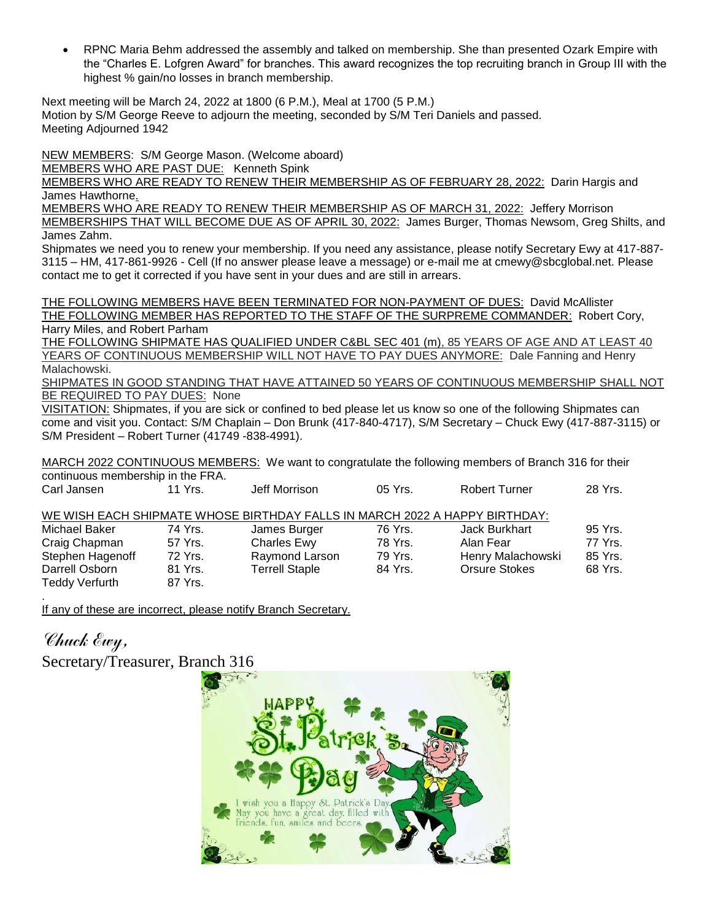- RPNC Maria Behm addressed the assembly and talked on membership. She than presented Ozark Empire with the "Charles E. Lofgren Award" for branches. This award recognizes the top recruiting branch in Group III with the highest % gain/no losses in branch membership.

Next meeting will be March 24, 2022 at 1800 (6 P.M.), Meal at 1700 (5 P.M.)
Motion by S/M George Reeve to adjourn the meeting, seconded by S/M Teri Daniels and passed.
Meeting Adjourned 1942

<u>NEW MEMBERS</u>: S/M George Mason. (Welcome aboard)
<u>MEMBERS WHO ARE PAST DUE:</u> Kenneth Spink
<u>MEMBERS WHO ARE READY TO RENEW THEIR MEMBERSHIP AS OF FEBRUARY 28, 2022:</u> Darin Hargis and James Hawthorne.
<u>MEMBERS WHO ARE READY TO RENEW THEIR MEMBERSHIP AS OF MARCH 31, 2022:</u> Jeffery Morrison
<u>MEMBERSHIPS THAT WILL BECOME DUE AS OF APRIL 30, 2022:</u> James Burger, Thomas Newsom, Greg Shilts, and James Zahm.
Shipmates we need you to renew your membership. If you need any assistance, please notify Secretary Ewy at 417-887-3115 – HM, 417-861-9926 - Cell (If no answer please leave a message) or e-mail me at cmewy@sbcglobal.net. Please contact me to get it corrected if you have sent in your dues and are still in arrears.

<u>THE FOLLOWING MEMBERS HAVE BEEN TERMINATED FOR NON-PAYMENT OF DUES:</u> David McAllister
<u>THE FOLLOWING MEMBER HAS REPORTED TO THE STAFF OF THE SURPREME COMMANDER:</u> Robert Cory, Harry Miles, and Robert Parham
<u>THE FOLLOWING SHIPMATE HAS QUALIFIED UNDER C&BL SEC 401 (m), 85 YEARS OF AGE AND AT LEAST 40 YEARS OF CONTINUOUS MEMBERSHIP WILL NOT HAVE TO PAY DUES ANYMORE:</u> Dale Fanning and Henry Malachowski.
<u>SHIPMATES IN GOOD STANDING THAT HAVE ATTAINED 50 YEARS OF CONTINUOUS MEMBERSHIP SHALL NOT BE REQUIRED TO PAY DUES:</u> None
<u>VISITATION:</u> Shipmates, if you are sick or confined to bed please let us know so one of the following Shipmates can come and visit you. Contact: S/M Chaplain – Don Brunk (417-840-4717), S/M Secretary – Chuck Ewy (417-887-3115) or S/M President – Robert Turner (41749 -838-4991).

<u>MARCH 2022 CONTINUOUS MEMBERS:</u> We want to congratulate the following members of Branch 316 for their continuous membership in the FRA.

| | | | | | |
|---|---|---|---|---|---|
| Carl Jansen | 11 Yrs. | Jeff Morrison | 05 Yrs. | Robert Turner | 28 Yrs. |

<u>WE WISH EACH SHIPMATE WHOSE BIRTHDAY FALLS IN MARCH 2022 A HAPPY BIRTHDAY:</u>

| | | | | | |
|---|---|---|---|---|---|
| Michael Baker | 74 Yrs. | James Burger | 76 Yrs. | Jack Burkhart | 95 Yrs. |
| Craig Chapman | 57 Yrs. | Charles Ewy | 78 Yrs. | Alan Fear | 77 Yrs. |
| Stephen Hagenoff | 72 Yrs. | Raymond Larson | 79 Yrs. | Henry Malachowski | 85 Yrs. |
| Darrell Osborn | 81 Yrs. | Terrell Staple | 84 Yrs. | Orsure Stokes | 68 Yrs. |
| Teddy Verfurth | 87 Yrs. | | | | |

<u>If any of these are incorrect, please notify Branch Secretary.</u>

*Chuck Ewy,*
Secretary/Treasurer, Branch 316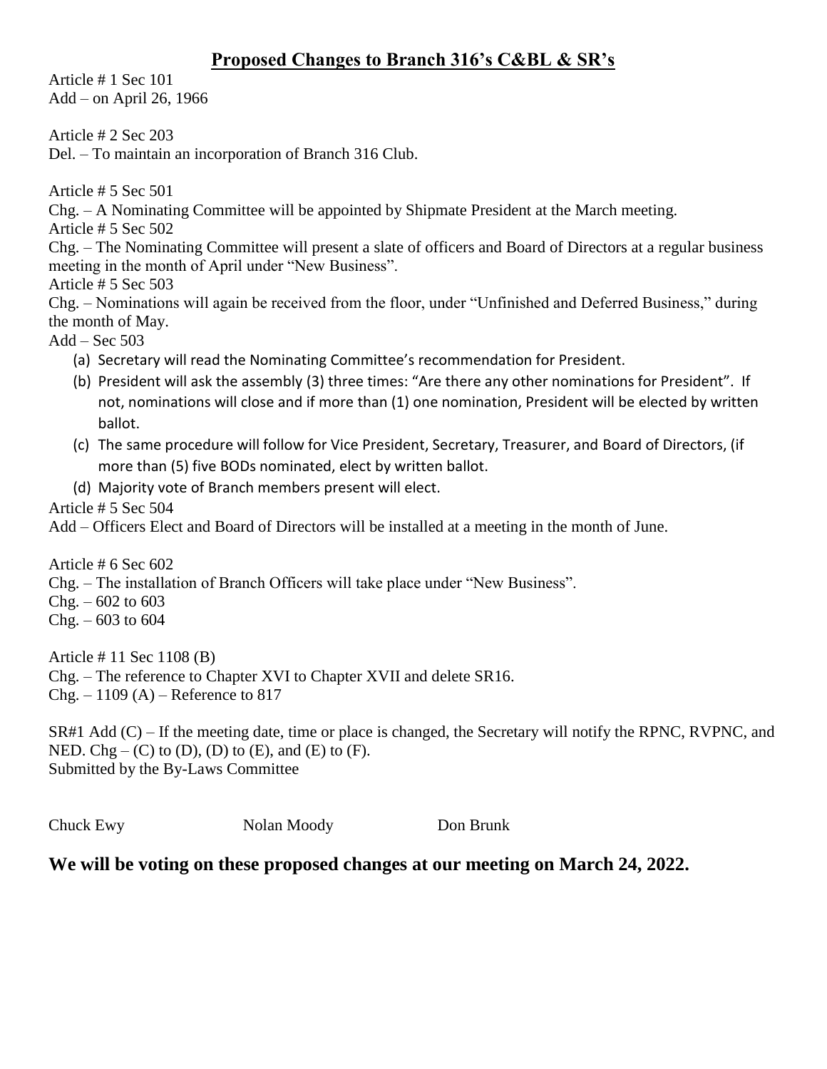## **Proposed Changes to Branch 316's C&BL & SR's**

Article # 1 Sec 101
Add – on April 26, 1966

Article # 2 Sec 203
Del. – To maintain an incorporation of Branch 316 Club.

Article # 5 Sec 501
Chg. – A Nominating Committee will be appointed by Shipmate President at the March meeting.
Article # 5 Sec 502
Chg. – The Nominating Committee will present a slate of officers and Board of Directors at a regular business meeting in the month of April under "New Business".
Article # 5 Sec 503
Chg. – Nominations will again be received from the floor, under "Unfinished and Deferred Business," during the month of May.
Add – Sec 503

(a) Secretary will read the Nominating Committee's recommendation for President.
(b) President will ask the assembly (3) three times: "Are there any other nominations for President". If not, nominations will close and if more than (1) one nomination, President will be elected by written ballot.
(c) The same procedure will follow for Vice President, Secretary, Treasurer, and Board of Directors, (if more than (5) five BODs nominated, elect by written ballot.
(d) Majority vote of Branch members present will elect.

Article # 5 Sec 504
Add – Officers Elect and Board of Directors will be installed at a meeting in the month of June.

Article # 6 Sec 602
Chg. – The installation of Branch Officers will take place under "New Business".
Chg. – 602 to 603
Chg. – 603 to 604

Article # 11 Sec 1108 (B)
Chg. – The reference to Chapter XVI to Chapter XVII and delete SR16.
Chg. – 1109 (A) – Reference to 817

SR#1 Add (C) – If the meeting date, time or place is changed, the Secretary will notify the RPNC, RVPNC, and NED. Chg – (C) to (D), (D) to (E), and (E) to (F).
Submitted by the By-Laws Committee

Chuck Ewy　　　　Nolan Moody　　　　Don Brunk

**We will be voting on these proposed changes at our meeting on March 24, 2022.**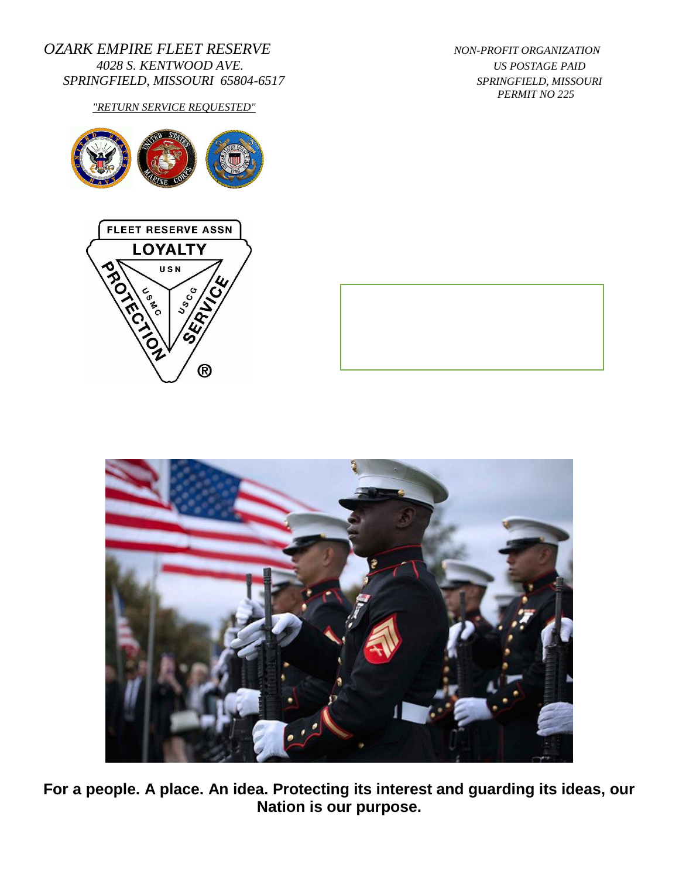*OZARK EMPIRE FLEET RESERVE*
*4028 S. KENTWOOD AVE.*
*SPRINGFIELD, MISSOURI 65804-6517*

*NON-PROFIT ORGANIZATION*
*US POSTAGE PAID*
*SPRINGFIELD, MISSOURI*
*PERMIT NO 225*

*"RETURN SERVICE REQUESTED"*

FLEET RESERVE ASSN
LOYALTY
PROTECTION
SERVICE
USN
USMC
USCG

**For a people. A place. An idea. Protecting its interest and guarding its ideas, our Nation is our purpose.**